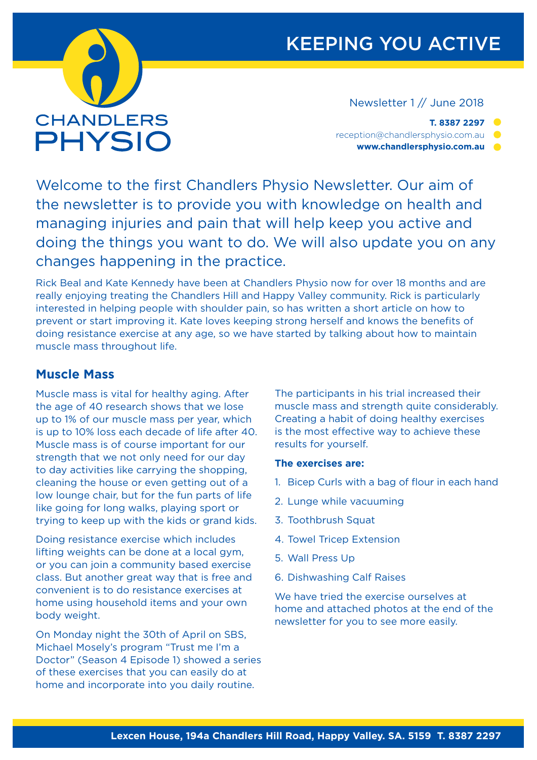# KEEPING YOU ACTIVE

CHANDLERS PHYSIO

Newsletter 1 // June 2018

**T. 8387 2297**
reception@chandlersphysio.com.au
**www.chandlersphysio.com.au**

Welcome to the first Chandlers Physio Newsletter. Our aim of the newsletter is to provide you with knowledge on health and managing injuries and pain that will help keep you active and doing the things you want to do. We will also update you on any changes happening in the practice.

Rick Beal and Kate Kennedy have been at Chandlers Physio now for over 18 months and are really enjoying treating the Chandlers Hill and Happy Valley community. Rick is particularly interested in helping people with shoulder pain, so has written a short article on how to prevent or start improving it. Kate loves keeping strong herself and knows the benefits of doing resistance exercise at any age, so we have started by talking about how to maintain muscle mass throughout life.

## Muscle Mass

Muscle mass is vital for healthy aging. After the age of 40 research shows that we lose up to 1% of our muscle mass per year, which is up to 10% loss each decade of life after 40. Muscle mass is of course important for our strength that we not only need for our day to day activities like carrying the shopping, cleaning the house or even getting out of a low lounge chair, but for the fun parts of life like going for long walks, playing sport or trying to keep up with the kids or grand kids.

Doing resistance exercise which includes lifting weights can be done at a local gym, or you can join a community based exercise class. But another great way that is free and convenient is to do resistance exercises at home using household items and your own body weight.

On Monday night the 30th of April on SBS, Michael Mosely's program "Trust me I'm a Doctor" (Season 4 Episode 1) showed a series of these exercises that you can easily do at home and incorporate into you daily routine.

The participants in his trial increased their muscle mass and strength quite considerably. Creating a habit of doing healthy exercises is the most effective way to achieve these results for yourself.

**The exercises are:**

1. Bicep Curls with a bag of flour in each hand
2. Lunge while vacuuming
3. Toothbrush Squat
4. Towel Tricep Extension
5. Wall Press Up
6. Dishwashing Calf Raises

We have tried the exercise ourselves at home and attached photos at the end of the newsletter for you to see more easily.

**Lexcen House, 194a Chandlers Hill Road, Happy Valley. SA. 5159 T. 8387 2297**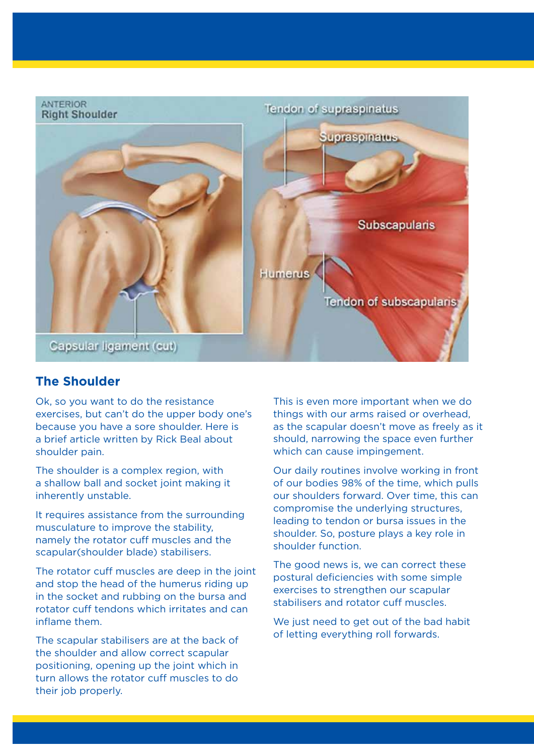## The Shoulder

Ok, so you want to do the resistance exercises, but can't do the upper body one's because you have a sore shoulder. Here is a brief article written by Rick Beal about shoulder pain.

The shoulder is a complex region, with a shallow ball and socket joint making it inherently unstable.

It requires assistance from the surrounding musculature to improve the stability, namely the rotator cuff muscles and the scapular(shoulder blade) stabilisers.

The rotator cuff muscles are deep in the joint and stop the head of the humerus riding up in the socket and rubbing on the bursa and rotator cuff tendons which irritates and can inflame them.

The scapular stabilisers are at the back of the shoulder and allow correct scapular positioning, opening up the joint which in turn allows the rotator cuff muscles to do their job properly.

This is even more important when we do things with our arms raised or overhead, as the scapular doesn't move as freely as it should, narrowing the space even further which can cause impingement.

Our daily routines involve working in front of our bodies 98% of the time, which pulls our shoulders forward. Over time, this can compromise the underlying structures, leading to tendon or bursa issues in the shoulder. So, posture plays a key role in shoulder function.

The good news is, we can correct these postural deficiencies with some simple exercises to strengthen our scapular stabilisers and rotator cuff muscles.

We just need to get out of the bad habit of letting everything roll forwards.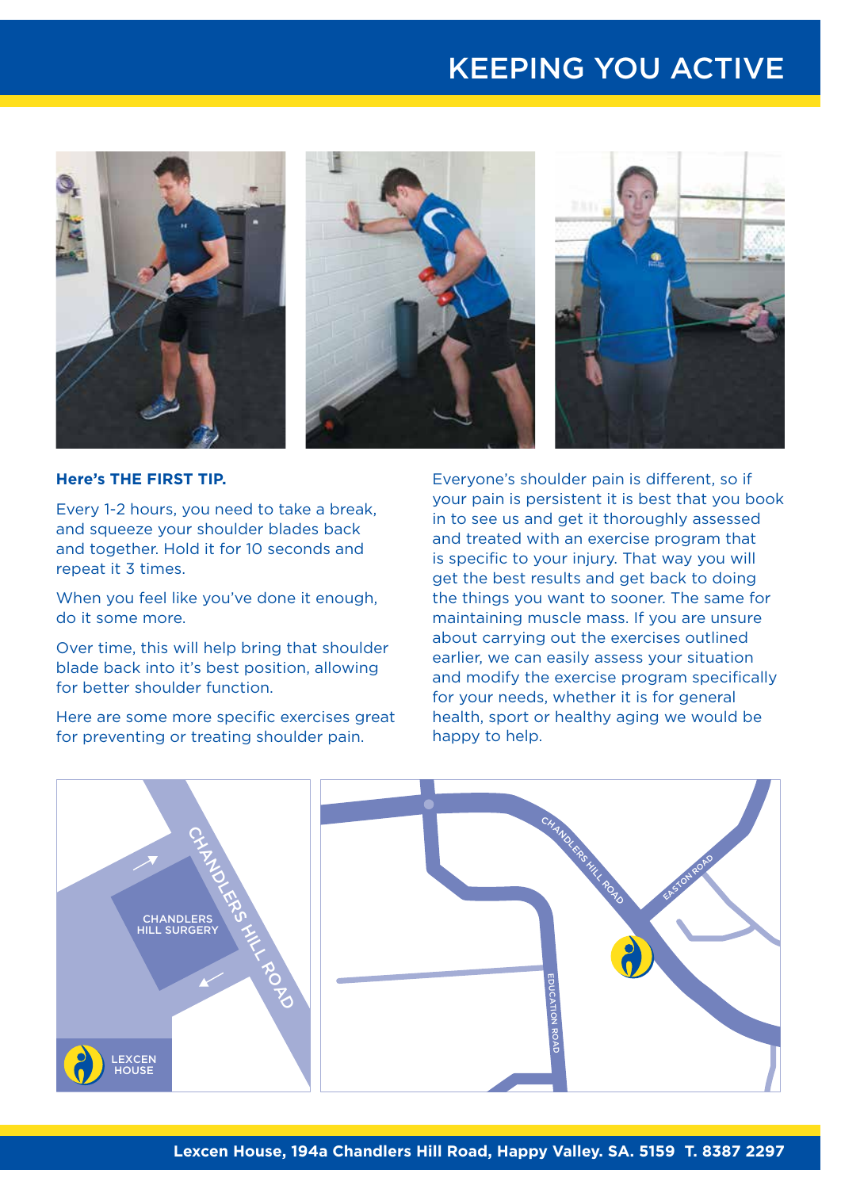# KEEPING YOU ACTIVE

**Here's THE FIRST TIP.**

Every 1-2 hours, you need to take a break, and squeeze your shoulder blades back and together. Hold it for 10 seconds and repeat it 3 times.

When you feel like you've done it enough, do it some more.

Over time, this will help bring that shoulder blade back into it's best position, allowing for better shoulder function.

Here are some more specific exercises great for preventing or treating shoulder pain.

Everyone's shoulder pain is different, so if your pain is persistent it is best that you book in to see us and get it thoroughly assessed and treated with an exercise program that is specific to your injury. That way you will get the best results and get back to doing the things you want to sooner. The same for maintaining muscle mass. If you are unsure about carrying out the exercises outlined earlier, we can easily assess your situation and modify the exercise program specifically for your needs, whether it is for general health, sport or healthy aging we would be happy to help.

CHANDLERS HILL SURGERY

CHANDLERS HILL ROAD

LEXCEN HOUSE

CHANDLERS HILL ROAD

EASTON ROAD

EDUCATION ROAD

**Lexcen House, 194a Chandlers Hill Road, Happy Valley. SA. 5159 T. 8387 2297**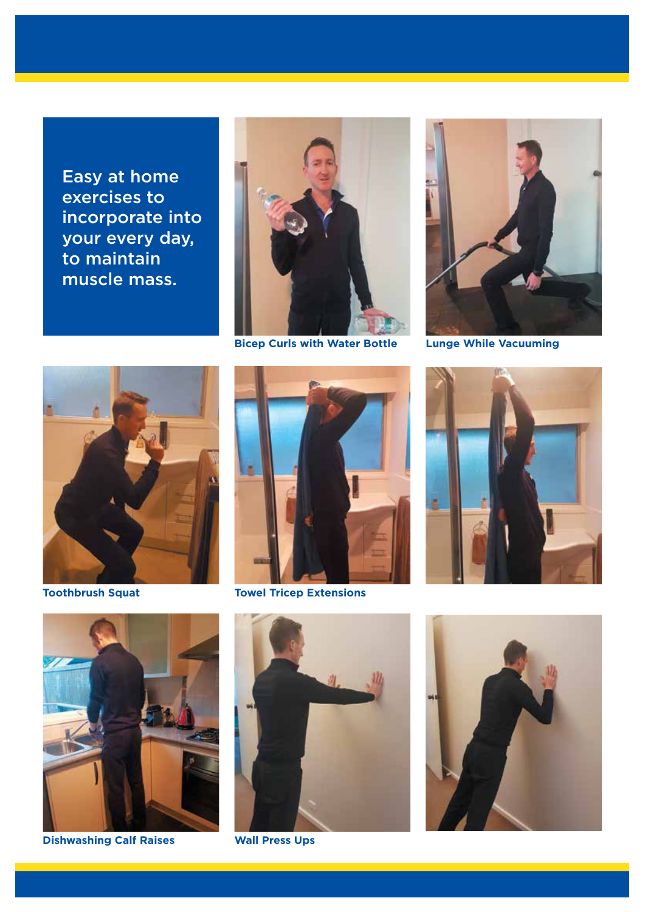Easy at home exercises to incorporate into your every day, to maintain muscle mass.

**Bicep Curls with Water Bottle**

**Lunge While Vacuuming**

**Toothbrush Squat**

**Towel Tricep Extensions**

**Dishwashing Calf Raises**

**Wall Press Ups**